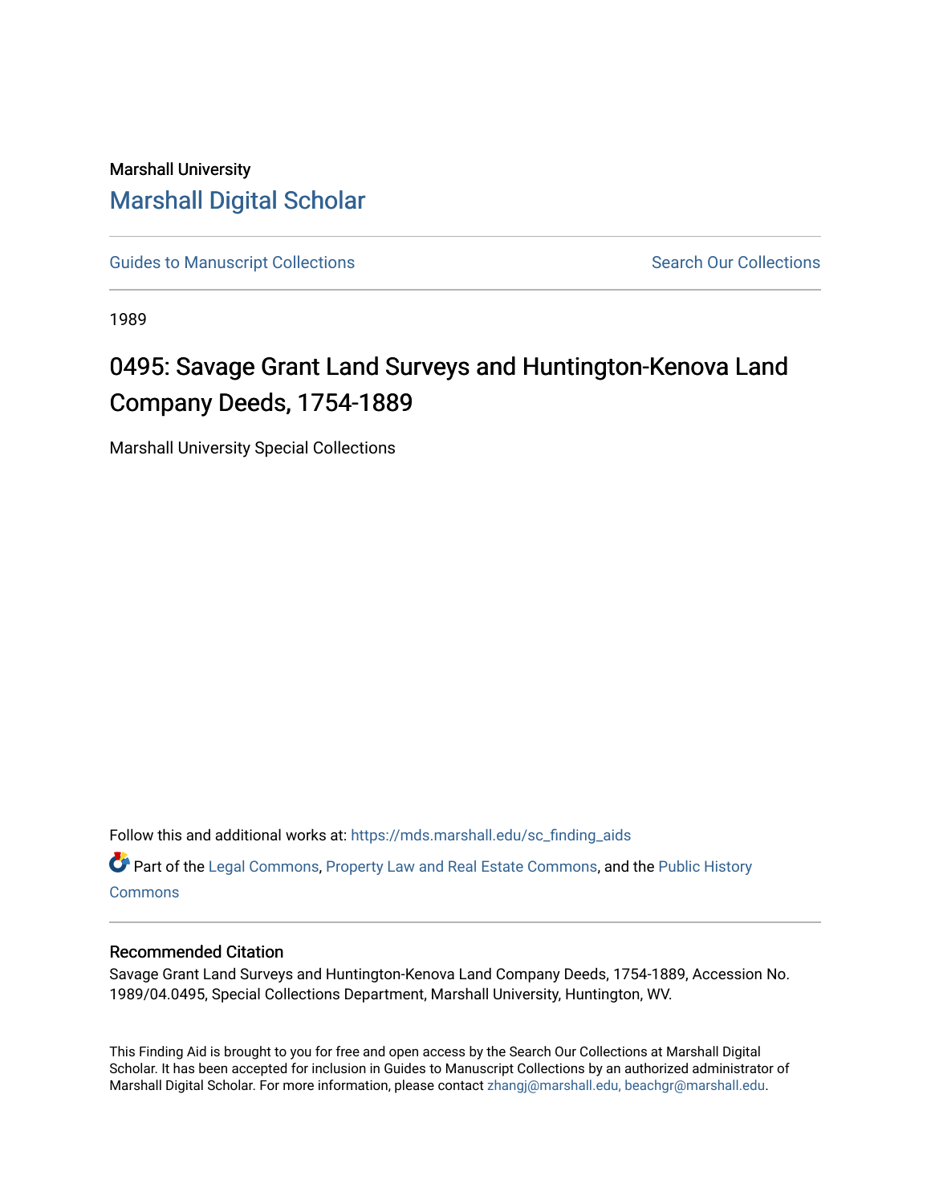Marshall University

## Marshall Digital Scholar

Guides to Manuscript Collections

Search Our Collections

1989

# 0495: Savage Grant Land Surveys and Huntington-Kenova Land Company Deeds, 1754-1889

Marshall University Special Collections

Follow this and additional works at: https://mds.marshall.edu/sc_finding_aids

Part of the Legal Commons, Property Law and Real Estate Commons, and the Public History Commons

### Recommended Citation

Savage Grant Land Surveys and Huntington-Kenova Land Company Deeds, 1754-1889, Accession No. 1989/04.0495, Special Collections Department, Marshall University, Huntington, WV.

This Finding Aid is brought to you for free and open access by the Search Our Collections at Marshall Digital Scholar. It has been accepted for inclusion in Guides to Manuscript Collections by an authorized administrator of Marshall Digital Scholar. For more information, please contact zhangj@marshall.edu, beachgr@marshall.edu.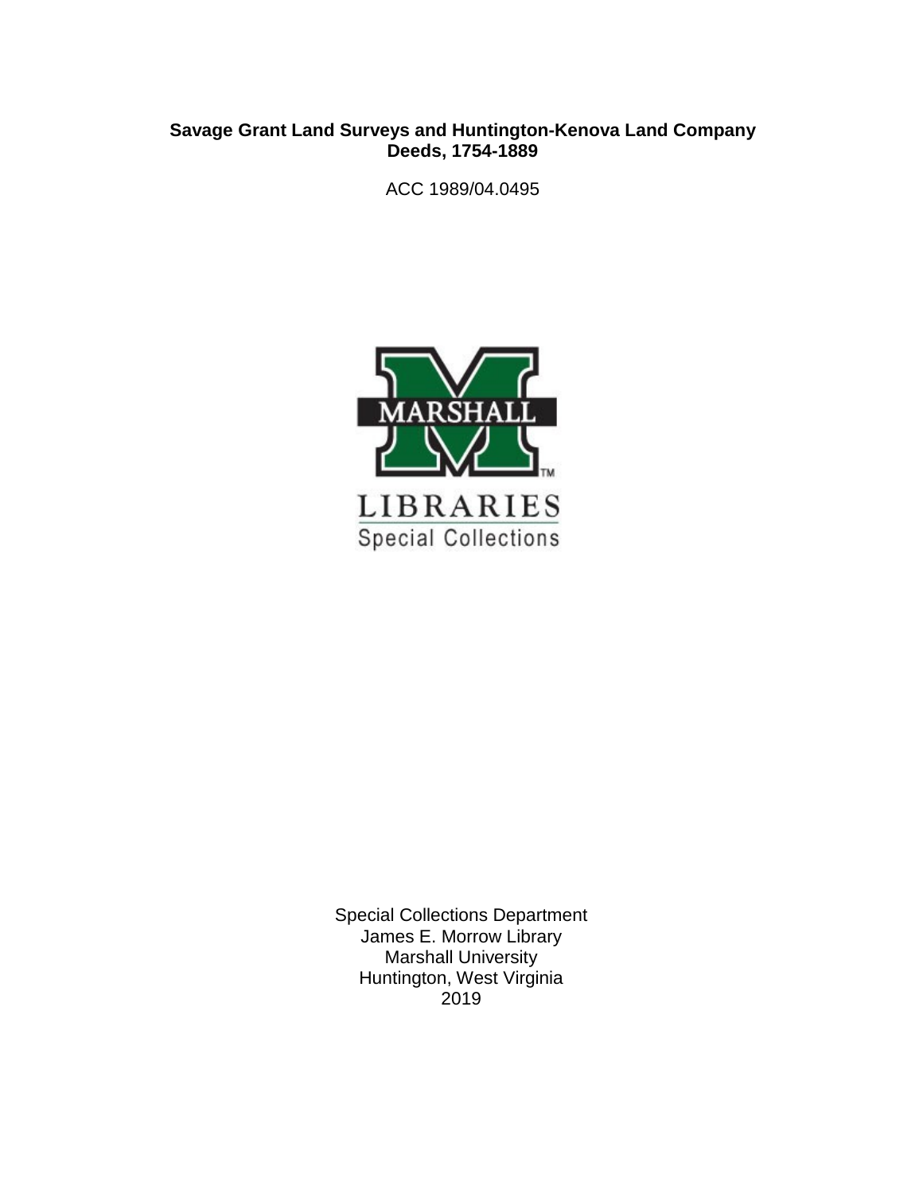**Savage Grant Land Surveys and Huntington-Kenova Land Company Deeds, 1754-1889**

ACC 1989/04.0495

MARSHALL

LIBRARIES

Special Collections

Special Collections Department
James E. Morrow Library
Marshall University
Huntington, West Virginia
2019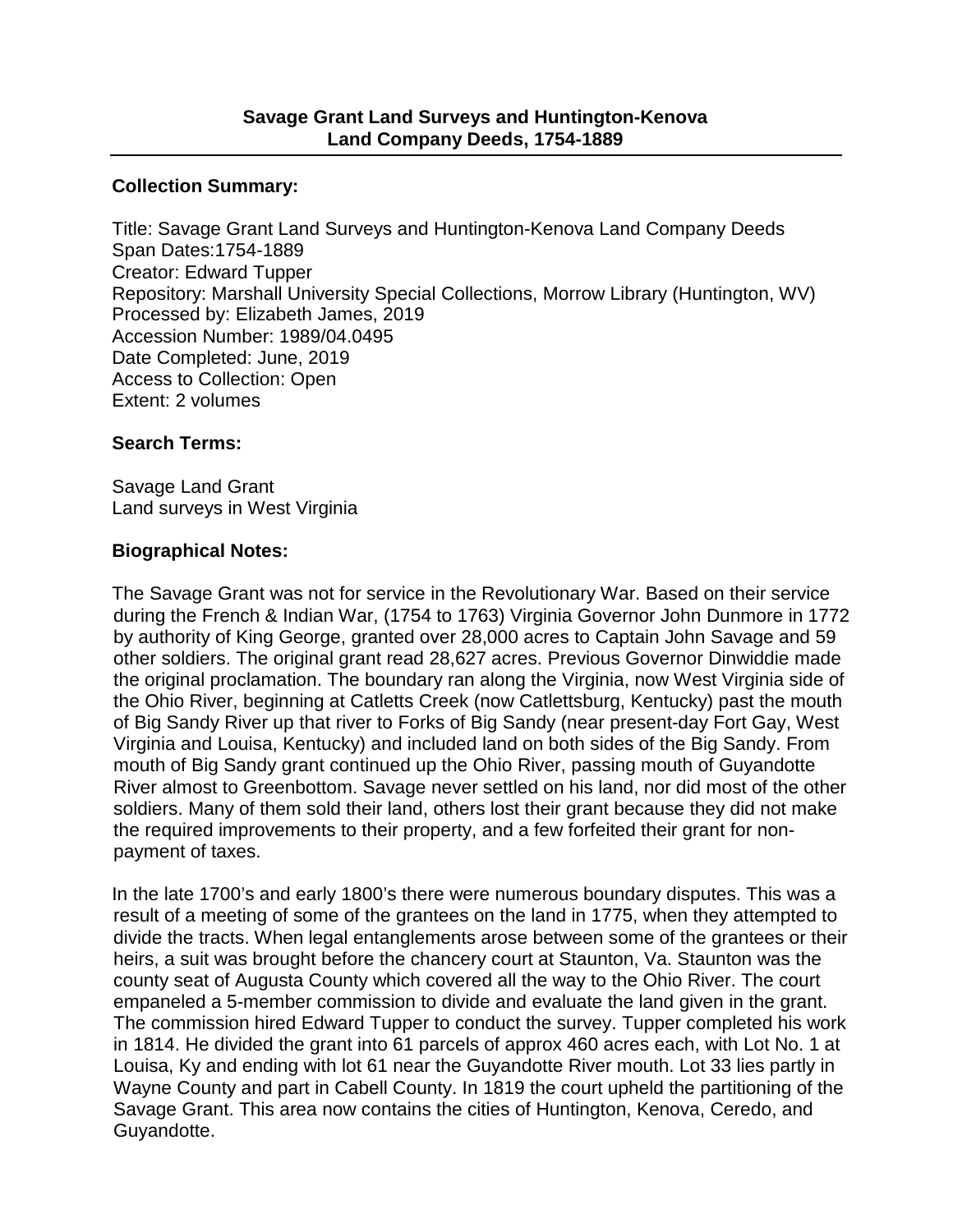## Savage Grant Land Surveys and Huntington-Kenova Land Company Deeds, 1754-1889

### Collection Summary:

Title: Savage Grant Land Surveys and Huntington-Kenova Land Company Deeds
Span Dates:1754-1889
Creator: Edward Tupper
Repository: Marshall University Special Collections, Morrow Library (Huntington, WV)
Processed by: Elizabeth James, 2019
Accession Number: 1989/04.0495
Date Completed: June, 2019
Access to Collection: Open
Extent: 2 volumes

### Search Terms:

Savage Land Grant
Land surveys in West Virginia

### Biographical Notes:

The Savage Grant was not for service in the Revolutionary War. Based on their service during the French & Indian War, (1754 to 1763) Virginia Governor John Dunmore in 1772 by authority of King George, granted over 28,000 acres to Captain John Savage and 59 other soldiers. The original grant read 28,627 acres. Previous Governor Dinwiddie made the original proclamation. The boundary ran along the Virginia, now West Virginia side of the Ohio River, beginning at Catletts Creek (now Catlettsburg, Kentucky) past the mouth of Big Sandy River up that river to Forks of Big Sandy (near present-day Fort Gay, West Virginia and Louisa, Kentucky) and included land on both sides of the Big Sandy. From mouth of Big Sandy grant continued up the Ohio River, passing mouth of Guyandotte River almost to Greenbottom. Savage never settled on his land, nor did most of the other soldiers. Many of them sold their land, others lost their grant because they did not make the required improvements to their property, and a few forfeited their grant for non-payment of taxes.

In the late 1700's and early 1800's there were numerous boundary disputes. This was a result of a meeting of some of the grantees on the land in 1775, when they attempted to divide the tracts. When legal entanglements arose between some of the grantees or their heirs, a suit was brought before the chancery court at Staunton, Va. Staunton was the county seat of Augusta County which covered all the way to the Ohio River. The court empaneled a 5-member commission to divide and evaluate the land given in the grant. The commission hired Edward Tupper to conduct the survey. Tupper completed his work in 1814. He divided the grant into 61 parcels of approx 460 acres each, with Lot No. 1 at Louisa, Ky and ending with lot 61 near the Guyandotte River mouth. Lot 33 lies partly in Wayne County and part in Cabell County. In 1819 the court upheld the partitioning of the Savage Grant. This area now contains the cities of Huntington, Kenova, Ceredo, and Guyandotte.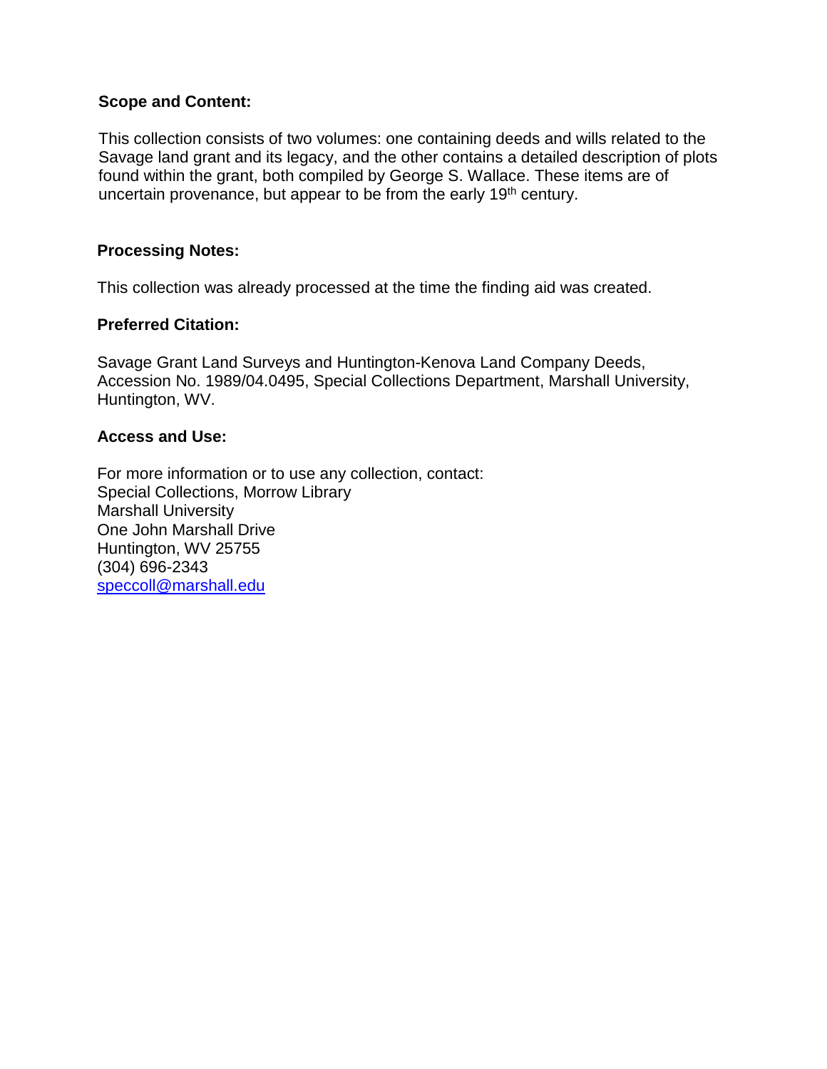### Scope and Content:

This collection consists of two volumes: one containing deeds and wills related to the Savage land grant and its legacy, and the other contains a detailed description of plots found within the grant, both compiled by George S. Wallace. These items are of uncertain provenance, but appear to be from the early 19th century.

### Processing Notes:

This collection was already processed at the time the finding aid was created.

### Preferred Citation:

Savage Grant Land Surveys and Huntington-Kenova Land Company Deeds, Accession No. 1989/04.0495, Special Collections Department, Marshall University, Huntington, WV.

### Access and Use:

For more information or to use any collection, contact:
Special Collections, Morrow Library
Marshall University
One John Marshall Drive
Huntington, WV 25755
(304) 696-2343
speccoll@marshall.edu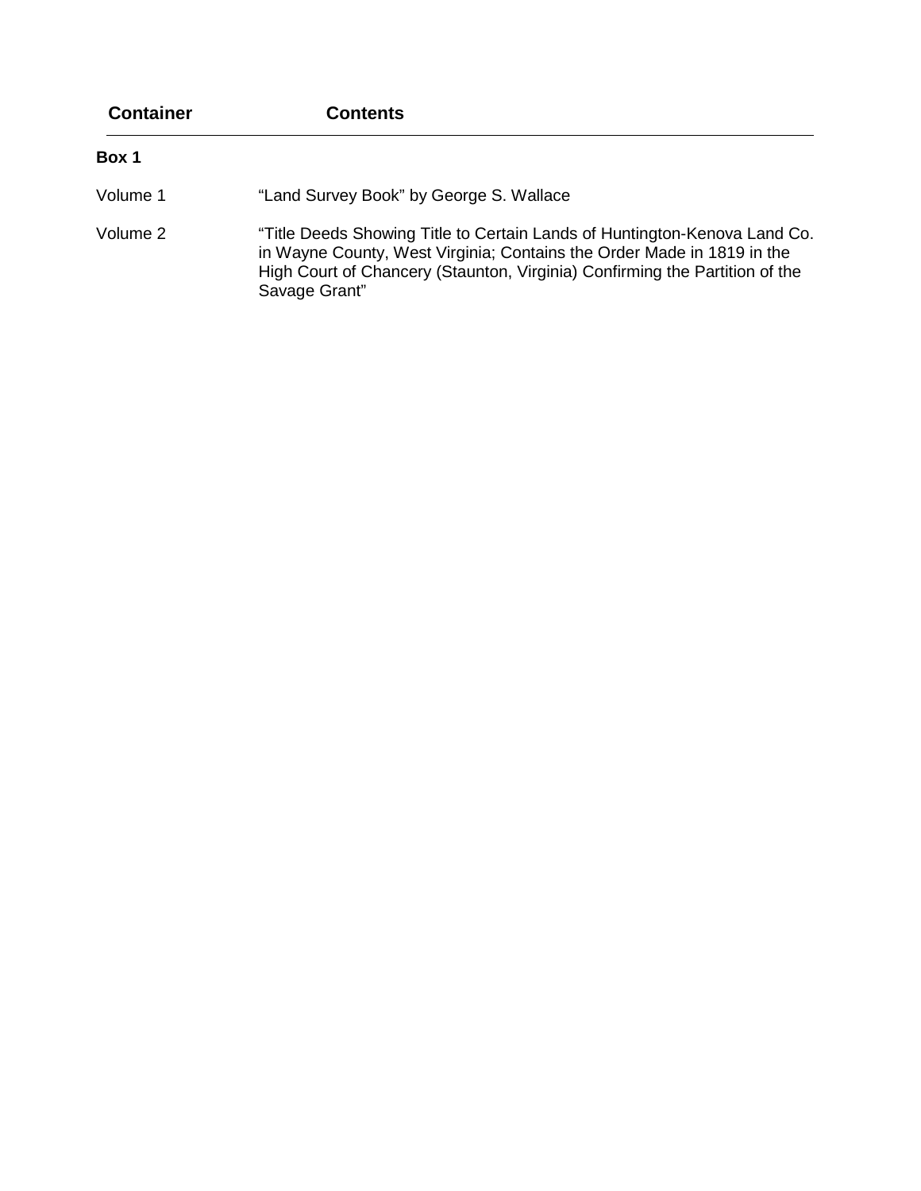| Container | Contents |
| --- | --- |
| **Box 1** | |
| Volume 1 | "Land Survey Book" by George S. Wallace |
| Volume 2 | "Title Deeds Showing Title to Certain Lands of Huntington-Kenova Land Co. in Wayne County, West Virginia; Contains the Order Made in 1819 in the High Court of Chancery (Staunton, Virginia) Confirming the Partition of the Savage Grant" |